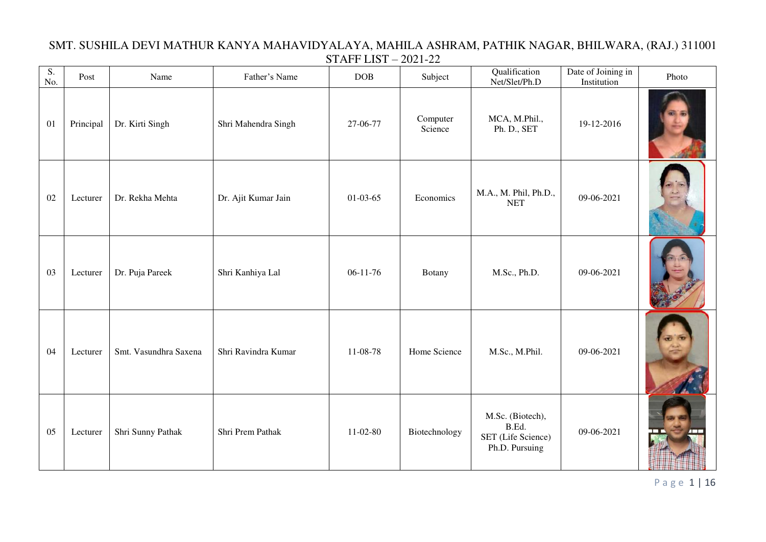# SMT. SUSHILA DEVI MATHUR KANYA MAHAVIDYALAYA, MAHILA ASHRAM, PATHIK NAGAR, BHILWARA, (RAJ.) 311001

## STAFF LIST – 2021-22

| S. No. | Post | Name | Father's Name | DOB | Subject | Qualification Net/Slet/Ph.D | Date of Joining in Institution | Photo |
|---|---|---|---|---|---|---|---|---|
| 01 | Principal | Dr. Kirti Singh | Shri Mahendra Singh | 27-06-77 | Computer Science | MCA, M.Phil., Ph. D., SET | 19-12-2016 | |
| 02 | Lecturer | Dr. Rekha Mehta | Dr. Ajit Kumar Jain | 01-03-65 | Economics | M.A., M. Phil, Ph.D., NET | 09-06-2021 | |
| 03 | Lecturer | Dr. Puja Pareek | Shri Kanhiya Lal | 06-11-76 | Botany | M.Sc., Ph.D. | 09-06-2021 | |
| 04 | Lecturer | Smt. Vasundhra Saxena | Shri Ravindra Kumar | 11-08-78 | Home Science | M.Sc., M.Phil. | 09-06-2021 | |
| 05 | Lecturer | Shri Sunny Pathak | Shri Prem Pathak | 11-02-80 | Biotechnology | M.Sc. (Biotech), B.Ed. SET (Life Science) Ph.D. Pursuing | 09-06-2021 | |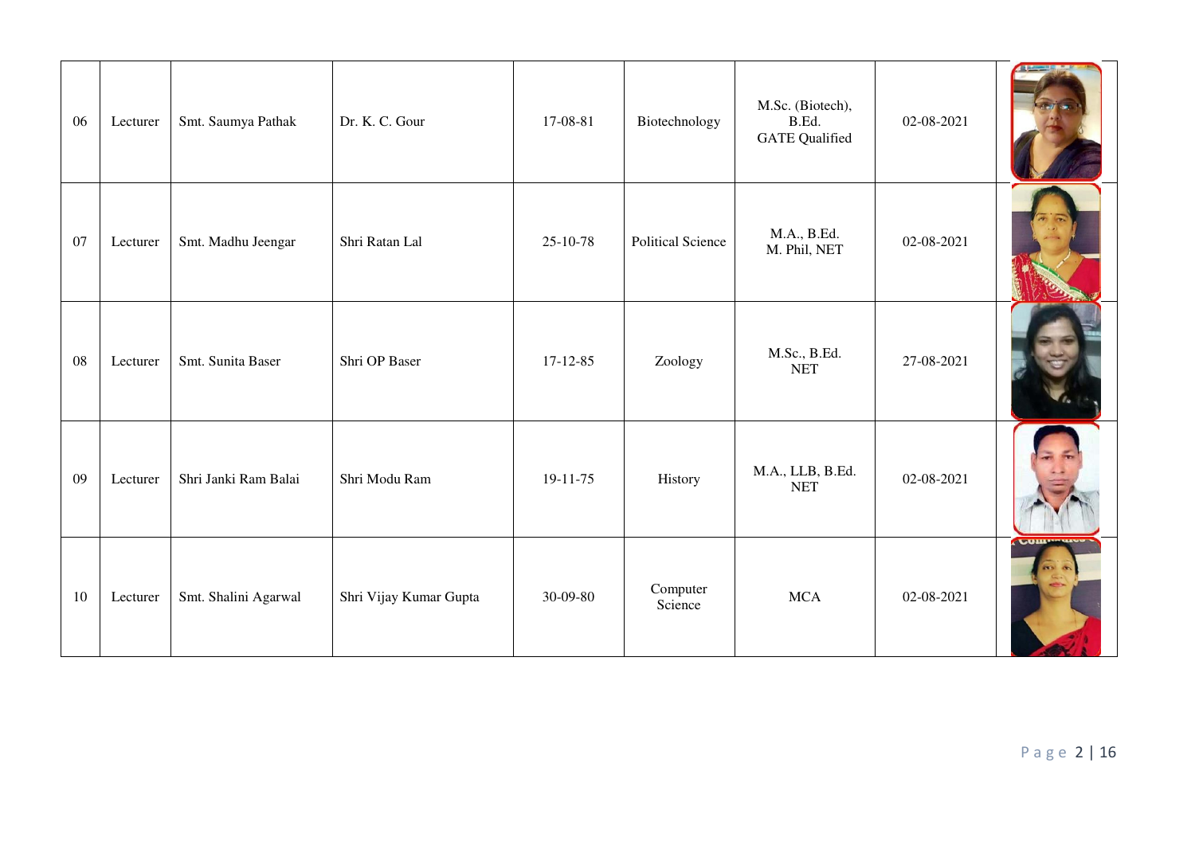| 06 | Lecturer | Smt. Saumya Pathak | Dr. K. C. Gour | 17-08-81 | Biotechnology | M.Sc. (Biotech), B.Ed. GATE Qualified | 02-08-2021 | |
|---|---|---|---|---|---|---|---|---|
| 07 | Lecturer | Smt. Madhu Jeengar | Shri Ratan Lal | 25-10-78 | Political Science | M.A., B.Ed. M. Phil, NET | 02-08-2021 | |
| 08 | Lecturer | Smt. Sunita Baser | Shri OP Baser | 17-12-85 | Zoology | M.Sc., B.Ed. NET | 27-08-2021 | |
| 09 | Lecturer | Shri Janki Ram Balai | Shri Modu Ram | 19-11-75 | History | M.A., LLB, B.Ed. NET | 02-08-2021 | |
| 10 | Lecturer | Smt. Shalini Agarwal | Shri Vijay Kumar Gupta | 30-09-80 | Computer Science | MCA | 02-08-2021 | |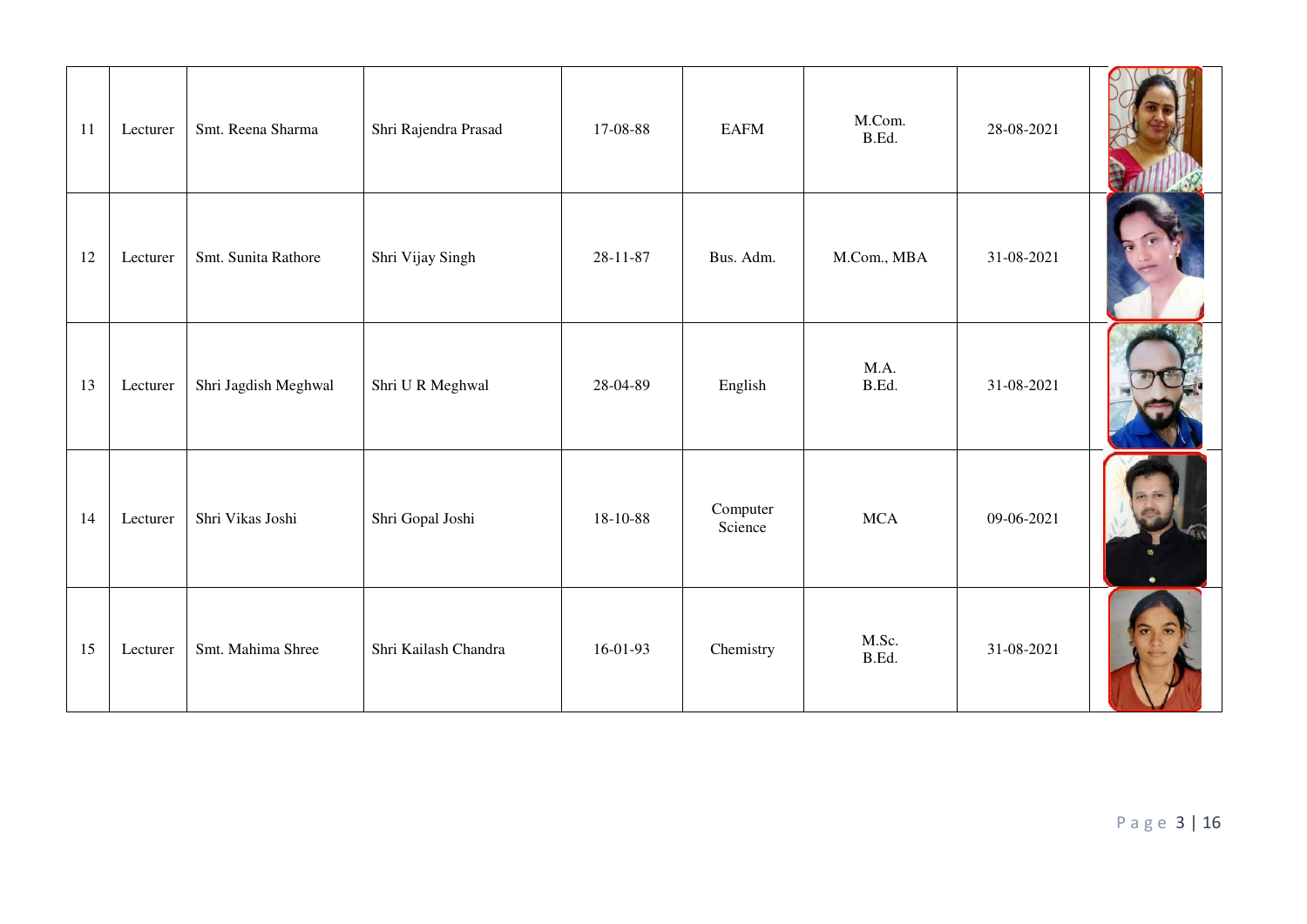| 11 | Lecturer | Smt. Reena Sharma | Shri Rajendra Prasad | 17-08-88 | EAFM | M.Com.<br>B.Ed. | 28-08-2021 | |
|---|---|---|---|---|---|---|---|---|
| 12 | Lecturer | Smt. Sunita Rathore | Shri Vijay Singh | 28-11-87 | Bus. Adm. | M.Com., MBA | 31-08-2021 | |
| 13 | Lecturer | Shri Jagdish Meghwal | Shri U R Meghwal | 28-04-89 | English | M.A.<br>B.Ed. | 31-08-2021 | |
| 14 | Lecturer | Shri Vikas Joshi | Shri Gopal Joshi | 18-10-88 | Computer Science | MCA | 09-06-2021 | |
| 15 | Lecturer | Smt. Mahima Shree | Shri Kailash Chandra | 16-01-93 | Chemistry | M.Sc.<br>B.Ed. | 31-08-2021 | |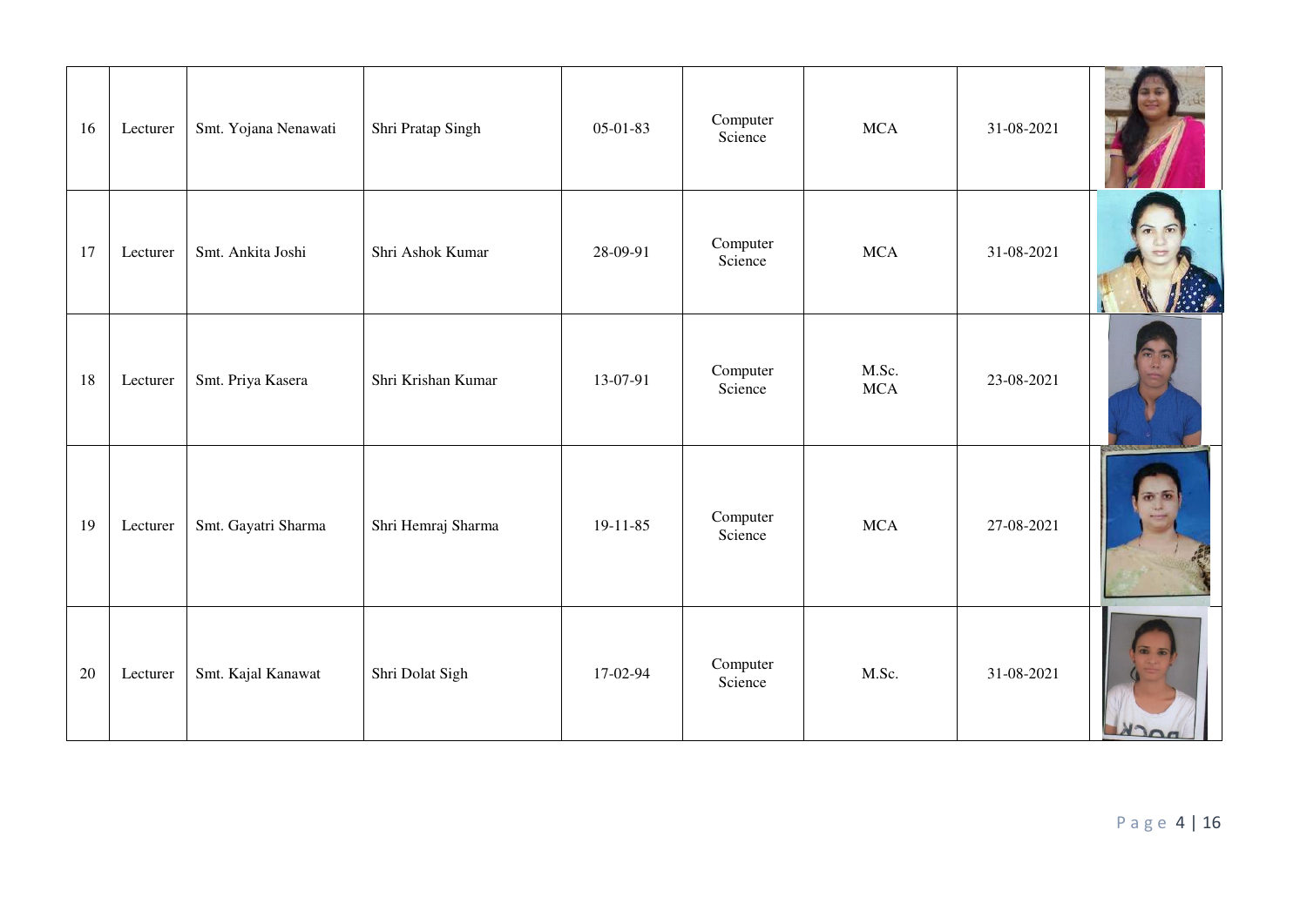| 16 | Lecturer | Smt. Yojana Nenawati | Shri Pratap Singh | 05-01-83 | Computer Science | MCA | 31-08-2021 | |
|---|---|---|---|---|---|---|---|---|
| 17 | Lecturer | Smt. Ankita Joshi | Shri Ashok Kumar | 28-09-91 | Computer Science | MCA | 31-08-2021 | |
| 18 | Lecturer | Smt. Priya Kasera | Shri Krishan Kumar | 13-07-91 | Computer Science | M.Sc. MCA | 23-08-2021 | |
| 19 | Lecturer | Smt. Gayatri Sharma | Shri Hemraj Sharma | 19-11-85 | Computer Science | MCA | 27-08-2021 | |
| 20 | Lecturer | Smt. Kajal Kanawat | Shri Dolat Sigh | 17-02-94 | Computer Science | M.Sc. | 31-08-2021 | |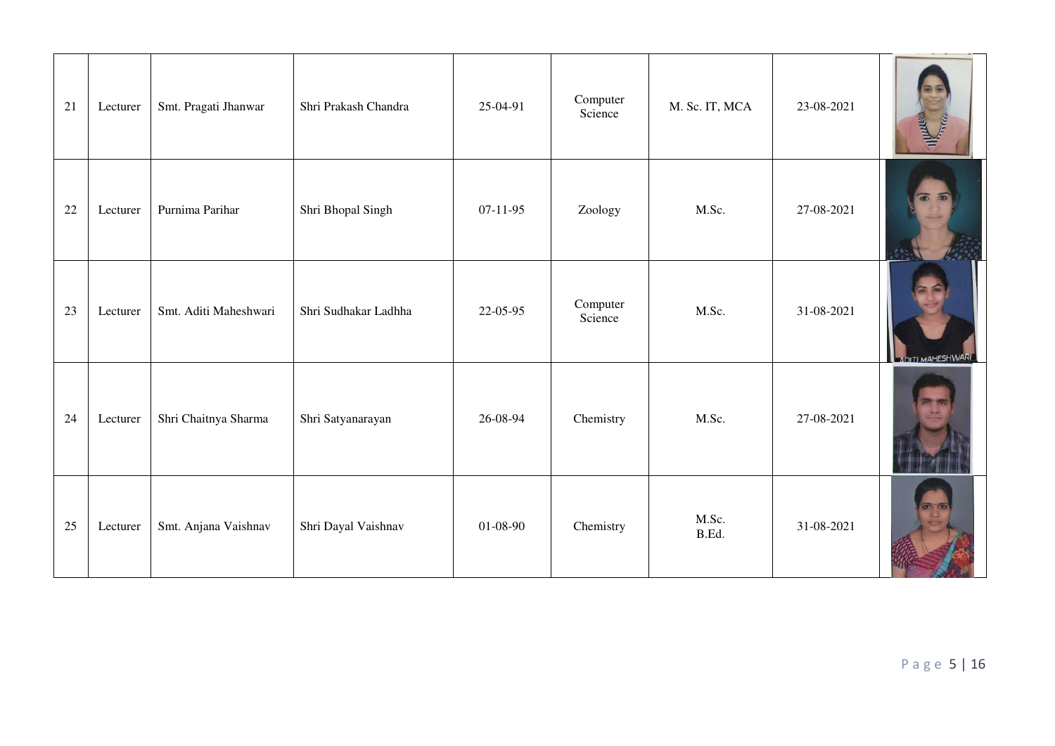| 21 | Lecturer | Smt. Pragati Jhanwar | Shri Prakash Chandra | 25-04-91 | Computer Science | M. Sc. IT, MCA | 23-08-2021 | |
|---|---|---|---|---|---|---|---|---|
| 22 | Lecturer | Purnima Parihar | Shri Bhopal Singh | 07-11-95 | Zoology | M.Sc. | 27-08-2021 | |
| 23 | Lecturer | Smt. Aditi Maheshwari | Shri Sudhakar Ladhha | 22-05-95 | Computer Science | M.Sc. | 31-08-2021 | |
| 24 | Lecturer | Shri Chaitnya Sharma | Shri Satyanarayan | 26-08-94 | Chemistry | M.Sc. | 27-08-2021 | |
| 25 | Lecturer | Smt. Anjana Vaishnav | Shri Dayal Vaishnav | 01-08-90 | Chemistry | M.Sc. B.Ed. | 31-08-2021 | |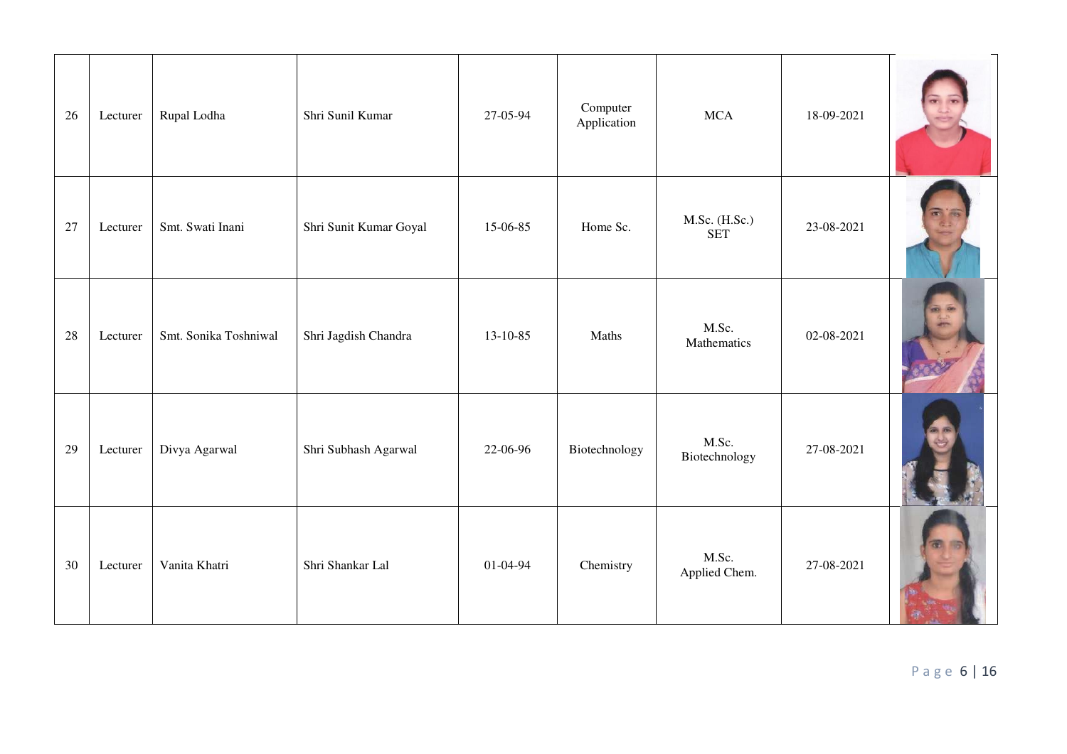| 26 | Lecturer | Rupal Lodha | Shri Sunil Kumar | 27-05-94 | Computer Application | MCA | 18-09-2021 | |
|---|---|---|---|---|---|---|---|---|
| 27 | Lecturer | Smt. Swati Inani | Shri Sunit Kumar Goyal | 15-06-85 | Home Sc. | M.Sc. (H.Sc.) SET | 23-08-2021 | |
| 28 | Lecturer | Smt. Sonika Toshniwal | Shri Jagdish Chandra | 13-10-85 | Maths | M.Sc. Mathematics | 02-08-2021 | |
| 29 | Lecturer | Divya Agarwal | Shri Subhash Agarwal | 22-06-96 | Biotechnology | M.Sc. Biotechnology | 27-08-2021 | |
| 30 | Lecturer | Vanita Khatri | Shri Shankar Lal | 01-04-94 | Chemistry | M.Sc. Applied Chem. | 27-08-2021 | |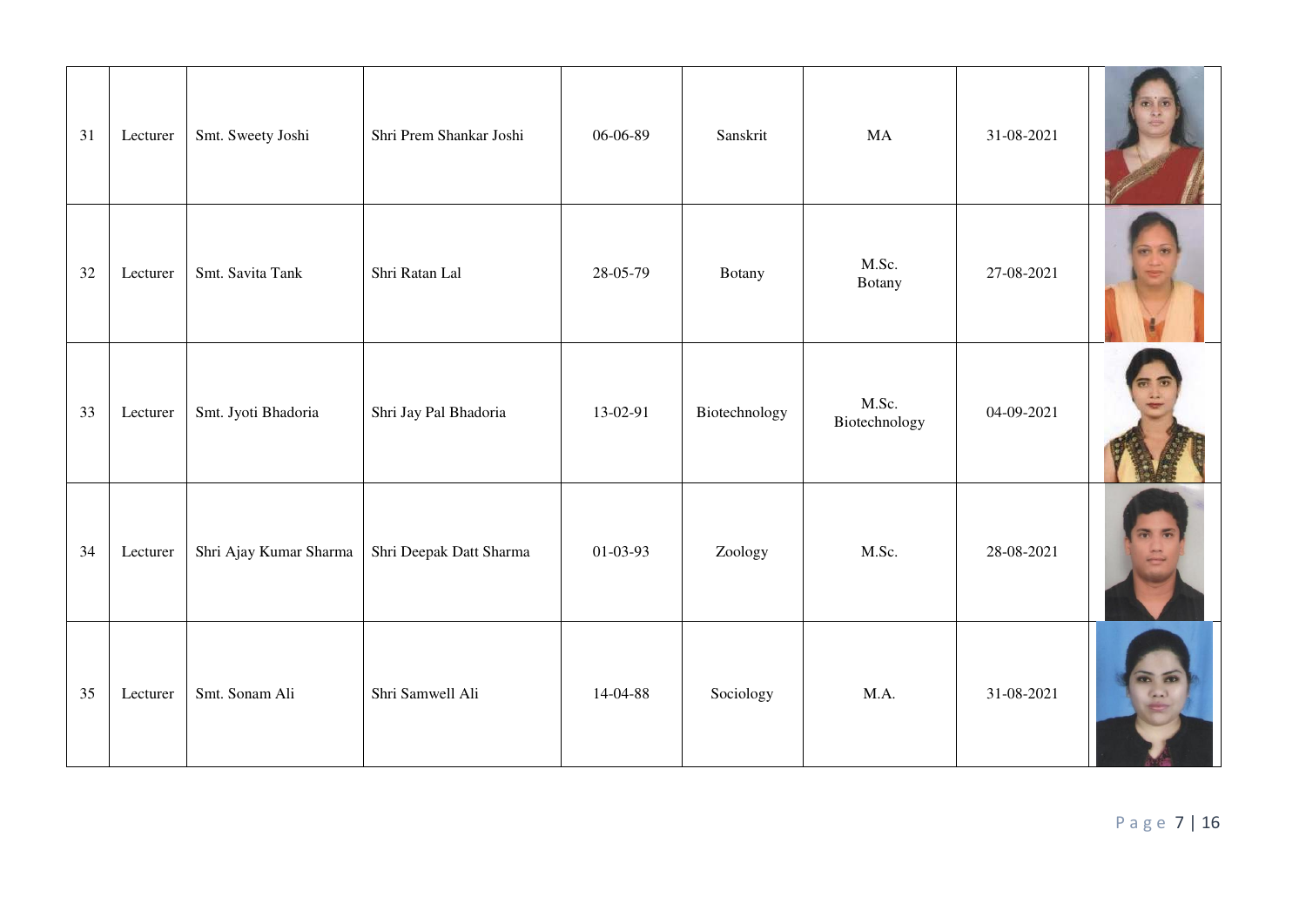| | | | | | | | | |
|---|---|---|---|---|---|---|---|---|
| 31 | Lecturer | Smt. Sweety Joshi | Shri Prem Shankar Joshi | 06-06-89 | Sanskrit | MA | 31-08-2021 | |
| 32 | Lecturer | Smt. Savita Tank | Shri Ratan Lal | 28-05-79 | Botany | M.Sc. Botany | 27-08-2021 | |
| 33 | Lecturer | Smt. Jyoti Bhadoria | Shri Jay Pal Bhadoria | 13-02-91 | Biotechnology | M.Sc. Biotechnology | 04-09-2021 | |
| 34 | Lecturer | Shri Ajay Kumar Sharma | Shri Deepak Datt Sharma | 01-03-93 | Zoology | M.Sc. | 28-08-2021 | |
| 35 | Lecturer | Smt. Sonam Ali | Shri Samwell Ali | 14-04-88 | Sociology | M.A. | 31-08-2021 | |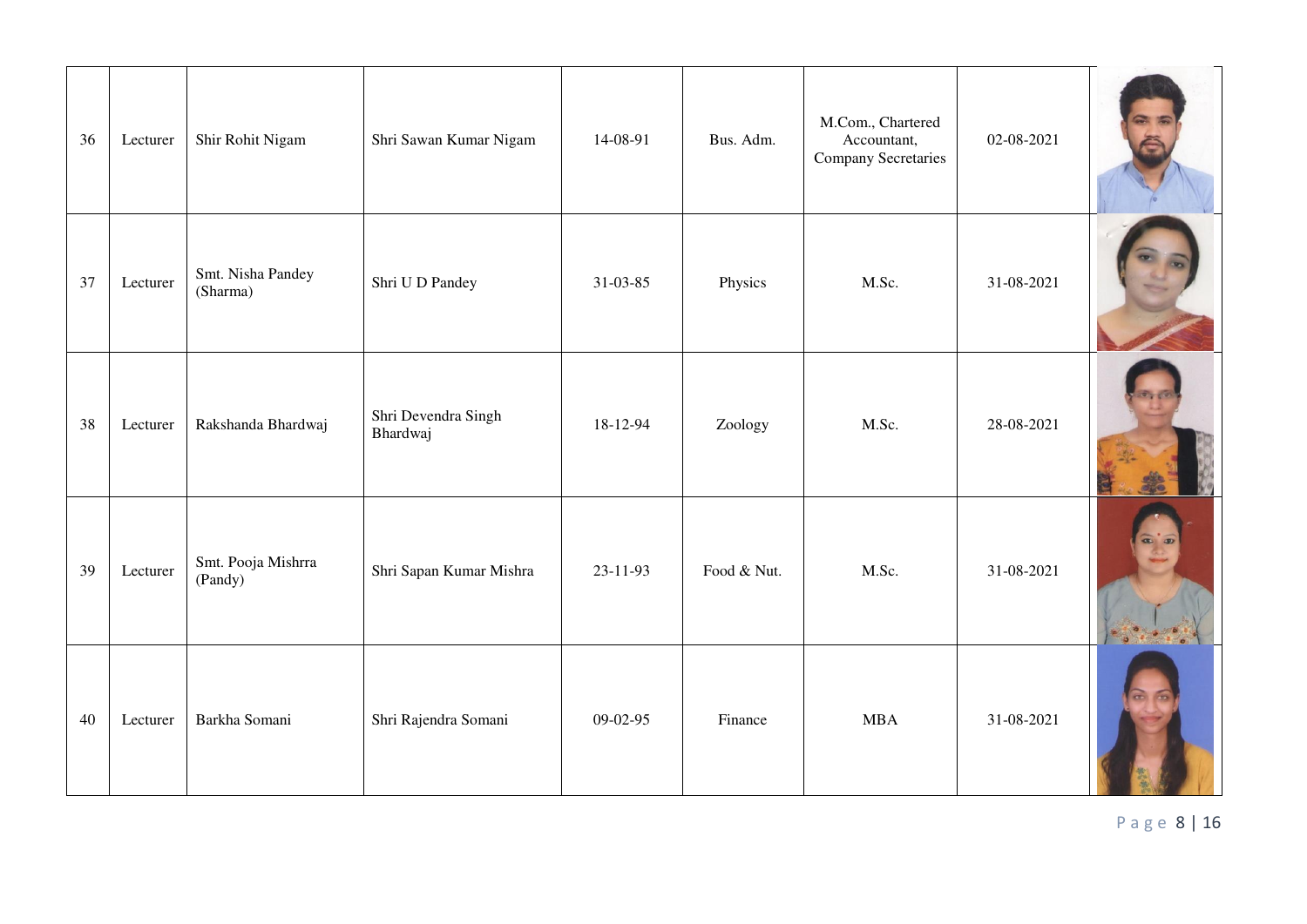| 36 | Lecturer | Shir Rohit Nigam | Shri Sawan Kumar Nigam | 14-08-91 | Bus. Adm. | M.Com., Chartered Accountant, Company Secretaries | 02-08-2021 | |
|---|---|---|---|---|---|---|---|---|
| 37 | Lecturer | Smt. Nisha Pandey (Sharma) | Shri U D Pandey | 31-03-85 | Physics | M.Sc. | 31-08-2021 | |
| 38 | Lecturer | Rakshanda Bhardwaj | Shri Devendra Singh Bhardwaj | 18-12-94 | Zoology | M.Sc. | 28-08-2021 | |
| 39 | Lecturer | Smt. Pooja Mishrra (Pandy) | Shri Sapan Kumar Mishra | 23-11-93 | Food & Nut. | M.Sc. | 31-08-2021 | |
| 40 | Lecturer | Barkha Somani | Shri Rajendra Somani | 09-02-95 | Finance | MBA | 31-08-2021 | |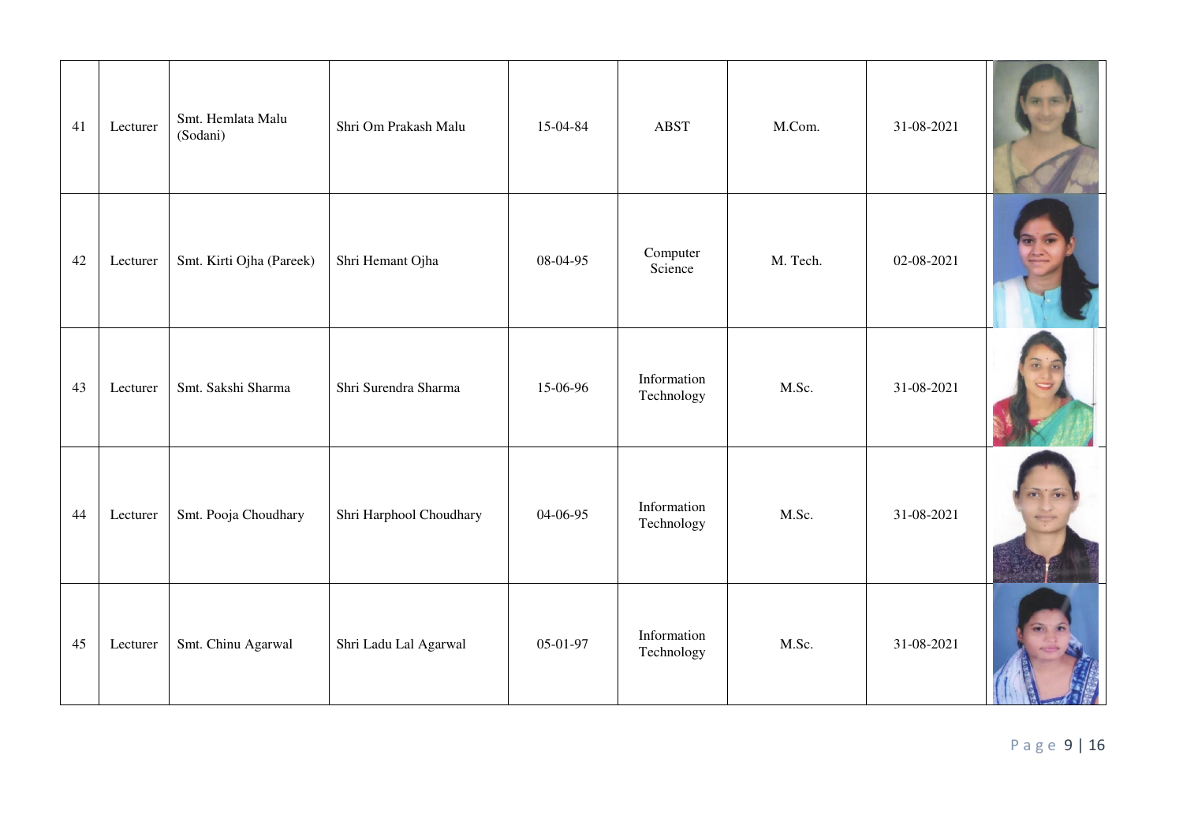| 41 | Lecturer | Smt. Hemlata Malu (Sodani) | Shri Om Prakash Malu | 15-04-84 | ABST | M.Com. | 31-08-2021 | |
|---|---|---|---|---|---|---|---|---|
| 42 | Lecturer | Smt. Kirti Ojha (Pareek) | Shri Hemant Ojha | 08-04-95 | Computer Science | M. Tech. | 02-08-2021 | |
| 43 | Lecturer | Smt. Sakshi Sharma | Shri Surendra Sharma | 15-06-96 | Information Technology | M.Sc. | 31-08-2021 | |
| 44 | Lecturer | Smt. Pooja Choudhary | Shri Harphool Choudhary | 04-06-95 | Information Technology | M.Sc. | 31-08-2021 | |
| 45 | Lecturer | Smt. Chinu Agarwal | Shri Ladu Lal Agarwal | 05-01-97 | Information Technology | M.Sc. | 31-08-2021 | |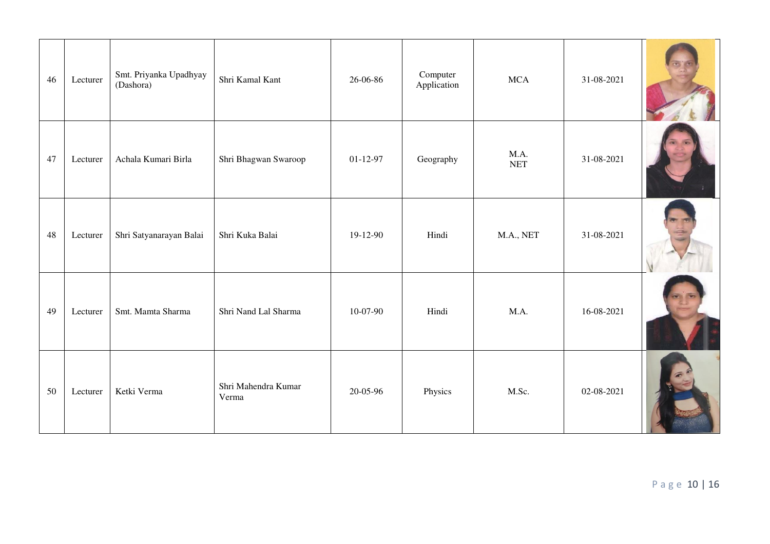| 46 | Lecturer | Smt. Priyanka Upadhyay (Dashora) | Shri Kamal Kant | 26-06-86 | Computer Application | MCA | 31-08-2021 | |
|---|---|---|---|---|---|---|---|---|
| 47 | Lecturer | Achala Kumari Birla | Shri Bhagwan Swaroop | 01-12-97 | Geography | M.A. NET | 31-08-2021 | |
| 48 | Lecturer | Shri Satyanarayan Balai | Shri Kuka Balai | 19-12-90 | Hindi | M.A., NET | 31-08-2021 | |
| 49 | Lecturer | Smt. Mamta Sharma | Shri Nand Lal Sharma | 10-07-90 | Hindi | M.A. | 16-08-2021 | |
| 50 | Lecturer | Ketki Verma | Shri Mahendra Kumar Verma | 20-05-96 | Physics | M.Sc. | 02-08-2021 | |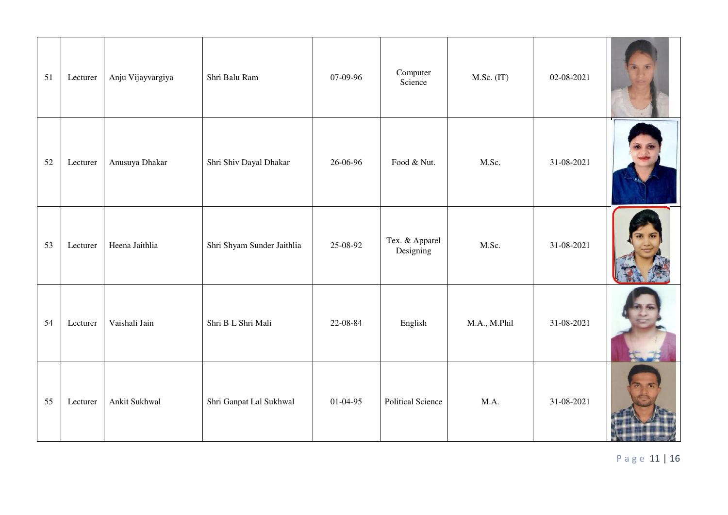| | | | | | | | | |
|---|---|---|---|---|---|---|---|---|
| 51 | Lecturer | Anju Vijayvargiya | Shri Balu Ram | 07-09-96 | Computer Science | M.Sc. (IT) | 02-08-2021 | |
| 52 | Lecturer | Anusuya Dhakar | Shri Shiv Dayal Dhakar | 26-06-96 | Food & Nut. | M.Sc. | 31-08-2021 | |
| 53 | Lecturer | Heena Jaithlia | Shri Shyam Sunder Jaithlia | 25-08-92 | Tex. & Apparel Designing | M.Sc. | 31-08-2021 | |
| 54 | Lecturer | Vaishali Jain | Shri B L Shri Mali | 22-08-84 | English | M.A., M.Phil | 31-08-2021 | |
| 55 | Lecturer | Ankit Sukhwal | Shri Ganpat Lal Sukhwal | 01-04-95 | Political Science | M.A. | 31-08-2021 | |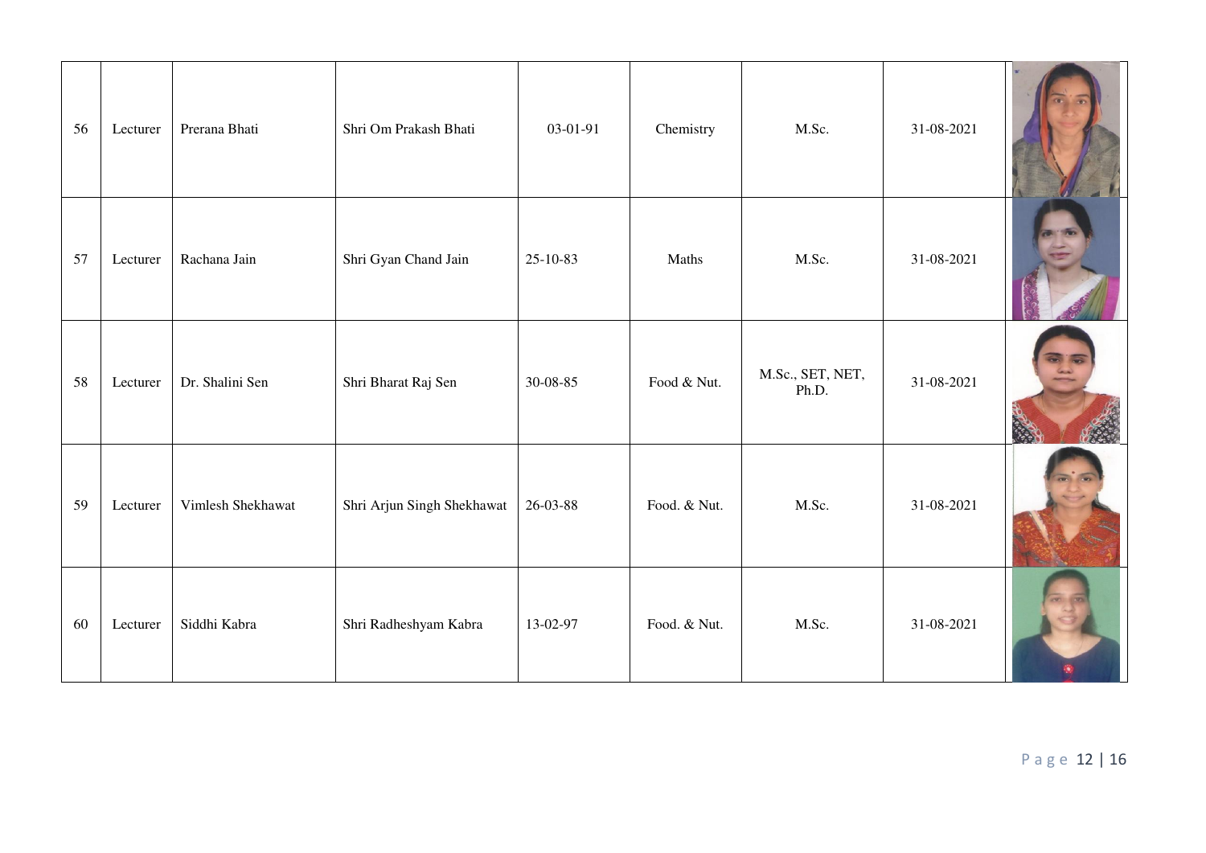| | | | | | | | | |
|---|---|---|---|---|---|---|---|---|
| 56 | Lecturer | Prerana Bhati | Shri Om Prakash Bhati | 03-01-91 | Chemistry | M.Sc. | 31-08-2021 | |
| 57 | Lecturer | Rachana Jain | Shri Gyan Chand Jain | 25-10-83 | Maths | M.Sc. | 31-08-2021 | |
| 58 | Lecturer | Dr. Shalini Sen | Shri Bharat Raj Sen | 30-08-85 | Food & Nut. | M.Sc., SET, NET, Ph.D. | 31-08-2021 | |
| 59 | Lecturer | Vimlesh Shekhawat | Shri Arjun Singh Shekhawat | 26-03-88 | Food. & Nut. | M.Sc. | 31-08-2021 | |
| 60 | Lecturer | Siddhi Kabra | Shri Radheshyam Kabra | 13-02-97 | Food. & Nut. | M.Sc. | 31-08-2021 | |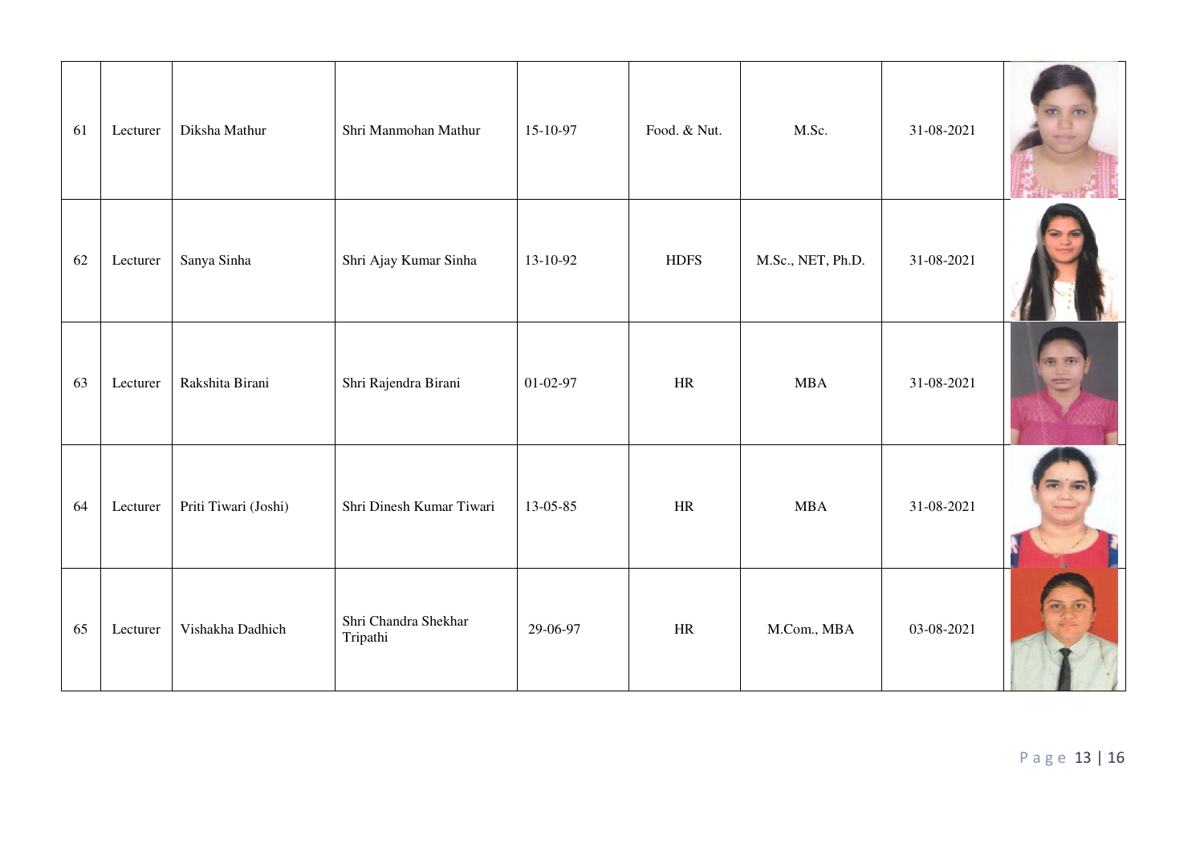| 61 | Lecturer | Diksha Mathur | Shri Manmohan Mathur | 15-10-97 | Food. & Nut. | M.Sc. | 31-08-2021 | |
|---|---|---|---|---|---|---|---|---|
| 62 | Lecturer | Sanya Sinha | Shri Ajay Kumar Sinha | 13-10-92 | HDFS | M.Sc., NET, Ph.D. | 31-08-2021 | |
| 63 | Lecturer | Rakshita Birani | Shri Rajendra Birani | 01-02-97 | HR | MBA | 31-08-2021 | |
| 64 | Lecturer | Priti Tiwari (Joshi) | Shri Dinesh Kumar Tiwari | 13-05-85 | HR | MBA | 31-08-2021 | |
| 65 | Lecturer | Vishakha Dadhich | Shri Chandra Shekhar Tripathi | 29-06-97 | HR | M.Com., MBA | 03-08-2021 | |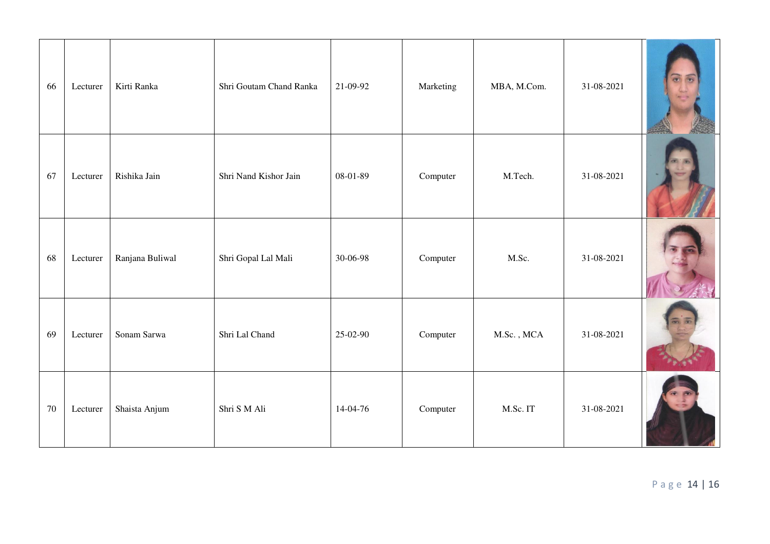| 66 | Lecturer | Kirti Ranka | Shri Goutam Chand Ranka | 21-09-92 | Marketing | MBA, M.Com. | 31-08-2021 | |
|---|---|---|---|---|---|---|---|---|
| 67 | Lecturer | Rishika Jain | Shri Nand Kishor Jain | 08-01-89 | Computer | M.Tech. | 31-08-2021 | |
| 68 | Lecturer | Ranjana Buliwal | Shri Gopal Lal Mali | 30-06-98 | Computer | M.Sc. | 31-08-2021 | |
| 69 | Lecturer | Sonam Sarwa | Shri Lal Chand | 25-02-90 | Computer | M.Sc. , MCA | 31-08-2021 | |
| 70 | Lecturer | Shaista Anjum | Shri S M Ali | 14-04-76 | Computer | M.Sc. IT | 31-08-2021 | |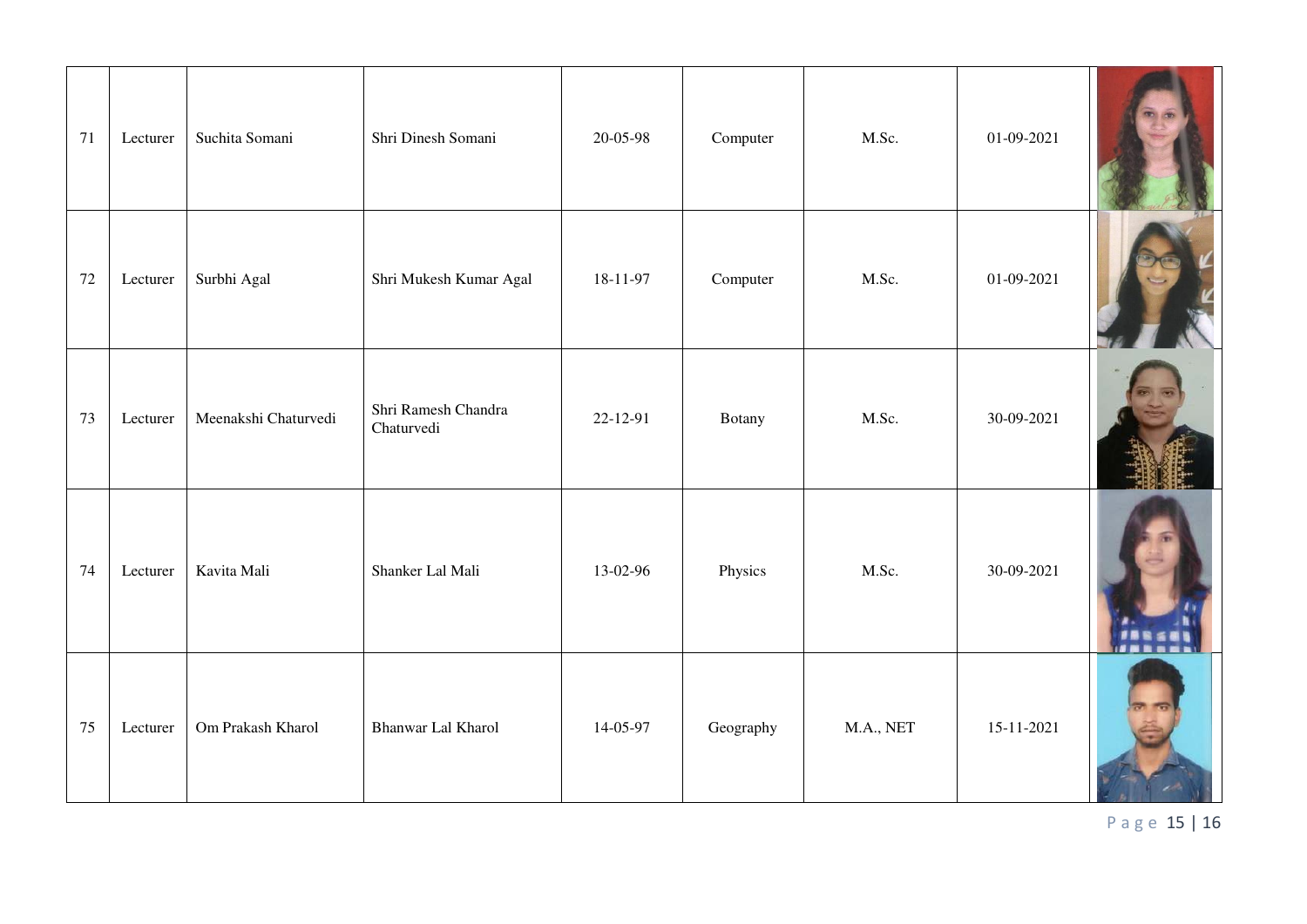| 71 | Lecturer | Suchita Somani | Shri Dinesh Somani | 20-05-98 | Computer | M.Sc. | 01-09-2021 | |
|---|---|---|---|---|---|---|---|---|
| 72 | Lecturer | Surbhi Agal | Shri Mukesh Kumar Agal | 18-11-97 | Computer | M.Sc. | 01-09-2021 | |
| 73 | Lecturer | Meenakshi Chaturvedi | Shri Ramesh Chandra Chaturvedi | 22-12-91 | Botany | M.Sc. | 30-09-2021 | |
| 74 | Lecturer | Kavita Mali | Shanker Lal Mali | 13-02-96 | Physics | M.Sc. | 30-09-2021 | |
| 75 | Lecturer | Om Prakash Kharol | Bhanwar Lal Kharol | 14-05-97 | Geography | M.A., NET | 15-11-2021 | |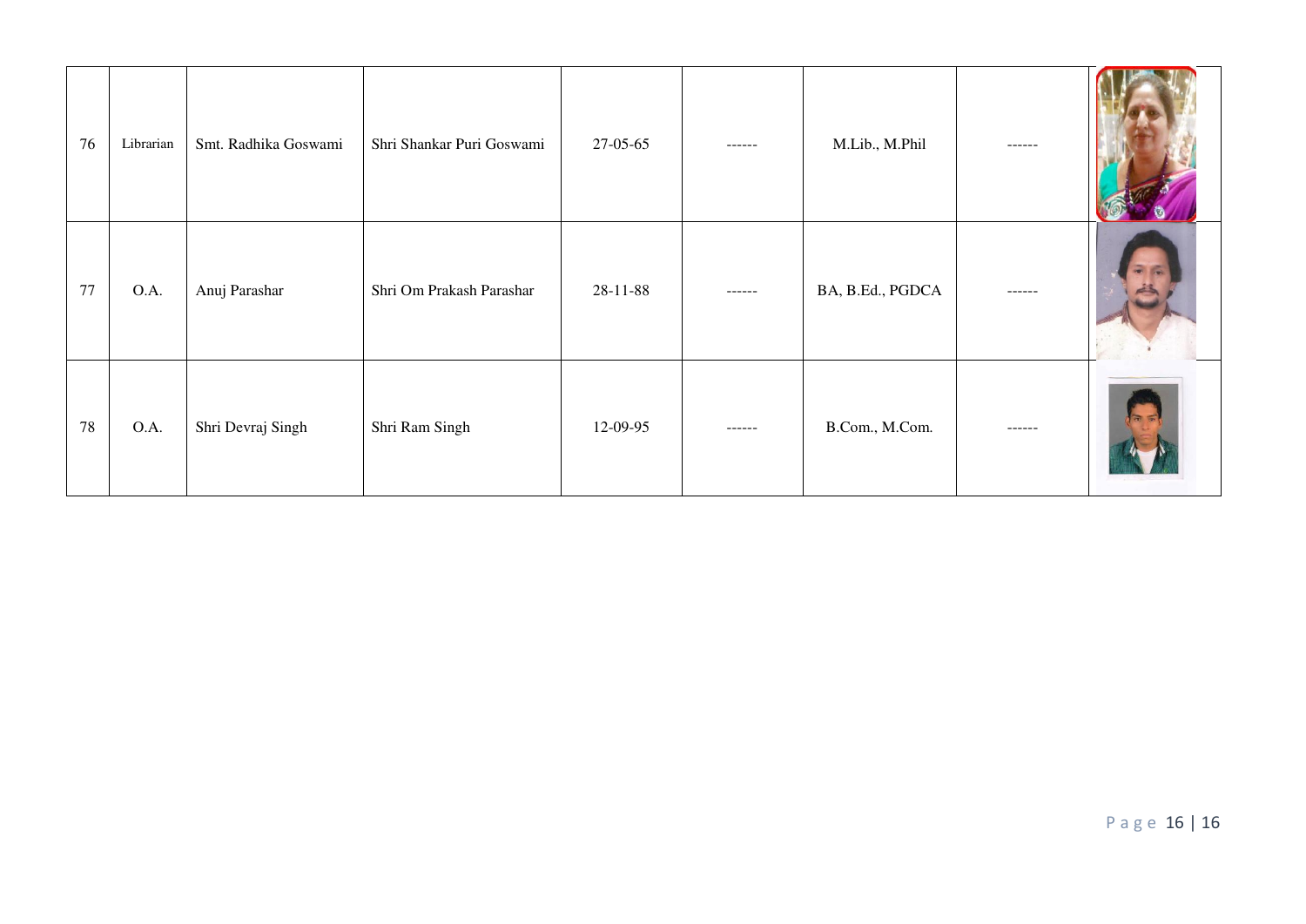| | | | | | | | | |
|---|---|---|---|---|---|---|---|---|
| 76 | Librarian | Smt. Radhika Goswami | Shri Shankar Puri Goswami | 27-05-65 | ------ | M.Lib., M.Phil | ------ | |
| 77 | O.A. | Anuj Parashar | Shri Om Prakash Parashar | 28-11-88 | ------ | BA, B.Ed., PGDCA | ------ | |
| 78 | O.A. | Shri Devraj Singh | Shri Ram Singh | 12-09-95 | ------ | B.Com., M.Com. | ------ | |